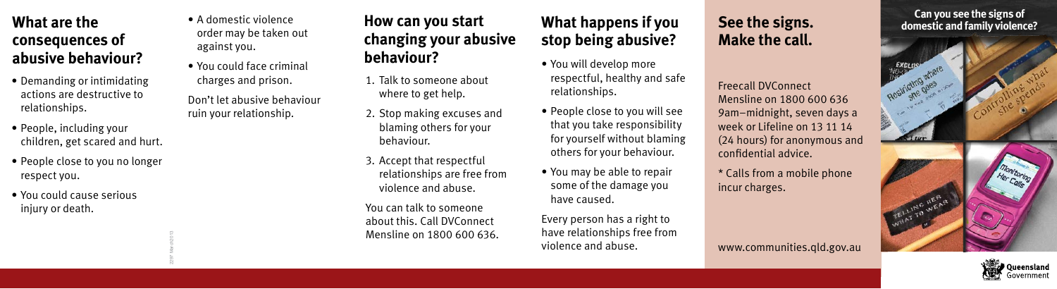## What are the consequences of abusive behaviour?

- Demanding or intimidating actions are destructive to relationships.
- People, including your children, get scared and hurt.
- People close to you no longer respect you.
- You could cause serious injury or death.
- A domestic violence order may be taken out against you.
- You could face criminal charges and prison.

Don't let abusive behaviour ruin your relationship.

## How can you start changing your abusive behaviour?

1. Talk to someone about where to get help.
2. Stop making excuses and blaming others for your behaviour.
3. Accept that respectful relationships are free from violence and abuse.

You can talk to someone about this. Call DVConnect Mensline on 1800 600 636.

## What happens if you stop being abusive?

- You will develop more respectful, healthy and safe relationships.
- People close to you will see that you take responsibility for yourself without blaming others for your behaviour.
- You may be able to repair some of the damage you have caused.

Every person has a right to have relationships free from violence and abuse.

## See the signs. Make the call.

Freecall DVConnect Mensline on 1800 600 636 9am–midnight, seven days a week or Lifeline on 13 11 14 (24 hours) for anonymous and confidential advice.

* Calls from a mobile phone incur charges.

www.communities.qld.gov.au

**Can you see the signs of domestic and family violence?**

Restricting where she goes

Controlling what she spends

Monitoring Her Calls

Telling her what to wear

Queensland Government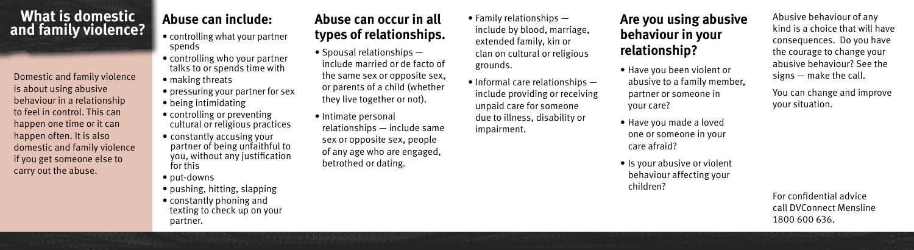## What is domestic and family violence?

Domestic and family violence is about using abusive behaviour in a relationship to feel in control. This can happen one time or it can happen often. It is also domestic and family violence if you get someone else to carry out the abuse.

## Abuse can include:

- controlling what your partner spends
- controlling who your partner talks to or spends time with
- making threats
- pressuring your partner for sex
- being intimidating
- controlling or preventing cultural or religious practices
- constantly accusing your partner of being unfaithful to you, without any justification for this
- put-downs
- pushing, hitting, slapping
- constantly phoning and texting to check up on your partner.

## Abuse can occur in all types of relationships.

- Spousal relationships — include married or de facto of the same sex or opposite sex, or parents of a child (whether they live together or not).
- Intimate personal relationships — include same sex or opposite sex, people of any age who are engaged, betrothed or dating.
- Family relationships — include by blood, marriage, extended family, kin or clan on cultural or religious grounds.
- Informal care relationships — include providing or receiving unpaid care for someone due to illness, disability or impairment.

## Are you using abusive behaviour in your relationship?

- Have you been violent or abusive to a family member, partner or someone in your care?
- Have you made a loved one or someone in your care afraid?
- Is your abusive or violent behaviour affecting your children?

Abusive behaviour of any kind is a choice that will have consequences. Do you have the courage to change your abusive behaviour? See the signs — make the call.

You can change and improve your situation.

For confidential advice call DVConnect Mensline 1800 600 636.